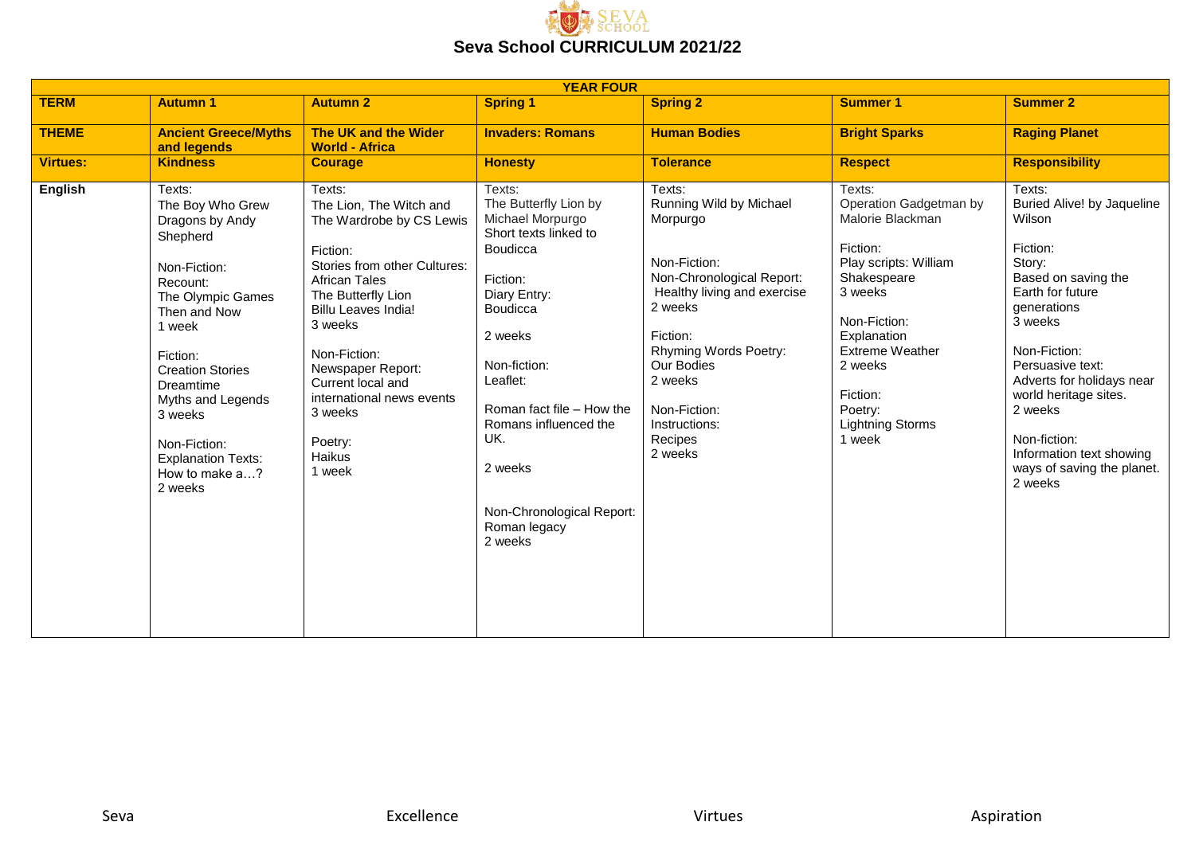# Seva School CURRICULUM 2021/22

| YEAR FOUR | | | | | | |
|---|---|---|---|---|---|---|
| **TERM** | **Autumn 1** | **Autumn 2** | **Spring 1** | **Spring 2** | **Summer 1** | **Summer 2** |
| **THEME** | **Ancient Greece/Myths and legends** | **The UK and the Wider World - Africa** | **Invaders: Romans** | **Human Bodies** | **Bright Sparks** | **Raging Planet** |
| **Virtues:** | **Kindness** | **Courage** | **Honesty** | **Tolerance** | **Respect** | **Responsibility** |
| **English** | Texts:<br>The Boy Who Grew Dragons by Andy Shepherd<br><br>Non-Fiction:<br>Recount:<br>The Olympic Games Then and Now<br>1 week<br><br>Fiction:<br>Creation Stories<br>Dreamtime<br>Myths and Legends<br>3 weeks<br><br>Non-Fiction:<br>Explanation Texts:<br>How to make a…?<br>2 weeks | Texts:<br>The Lion, The Witch and The Wardrobe by CS Lewis<br><br>Fiction:<br>Stories from other Cultures:<br>African Tales<br>The Butterfly Lion<br>Billu Leaves India!<br>3 weeks<br><br>Non-Fiction:<br>Newspaper Report:<br>Current local and international news events<br>3 weeks<br><br>Poetry:<br>Haikus<br>1 week | Texts:<br>The Butterfly Lion by Michael Morpurgo<br>Short texts linked to Boudicca<br><br>Fiction:<br>Diary Entry:<br>Boudicca<br><br>2 weeks<br><br>Non-fiction:<br>Leaflet:<br><br>Roman fact file – How the Romans influenced the UK.<br><br>2 weeks<br><br>Non-Chronological Report:<br>Roman legacy<br>2 weeks | Texts:<br>Running Wild by Michael Morpurgo<br><br>Non-Fiction:<br>Non-Chronological Report:<br>Healthy living and exercise<br>2 weeks<br><br>Fiction:<br>Rhyming Words Poetry:<br>Our Bodies<br>2 weeks<br><br>Non-Fiction:<br>Instructions:<br>Recipes<br>2 weeks | Texts:<br>Operation Gadgetman by Malorie Blackman<br><br>Fiction:<br>Play scripts: William Shakespeare<br>3 weeks<br><br>Non-Fiction:<br>Explanation<br>Extreme Weather<br>2 weeks<br><br>Fiction:<br>Poetry:<br>Lightning Storms<br>1 week | Texts:<br>Buried Alive! by Jaqueline Wilson<br><br>Fiction:<br>Story:<br>Based on saving the Earth for future generations<br>3 weeks<br><br>Non-Fiction:<br>Persuasive text:<br>Adverts for holidays near world heritage sites.<br>2 weeks<br><br>Non-fiction:<br>Information text showing ways of saving the planet.<br>2 weeks |

Seva Excellence Virtues Aspiration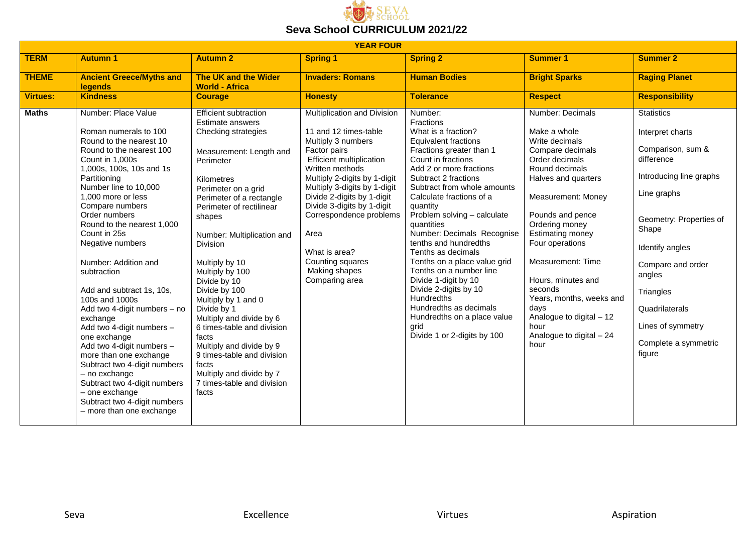# Seva School CURRICULUM 2021/22

| YEAR FOUR | | | | | | |
|---|---|---|---|---|---|---|
| **TERM** | **Autumn 1** | **Autumn 2** | **Spring 1** | **Spring 2** | **Summer 1** | **Summer 2** |
| **THEME** | **Ancient Greece/Myths and legends** | **The UK and the Wider World - Africa** | **Invaders: Romans** | **Human Bodies** | **Bright Sparks** | **Raging Planet** |
| **Virtues:** | **Kindness** | **Courage** | **Honesty** | **Tolerance** | **Respect** | **Responsibility** |
| **Maths** | Number: Place Value<br><br>Roman numerals to 100<br>Round to the nearest 10<br>Round to the nearest 100<br>Count in 1,000s<br>1,000s, 100s, 10s and 1s<br>Partitioning<br>Number line to 10,000<br>1,000 more or less<br>Compare numbers<br>Order numbers<br>Round to the nearest 1,000<br>Count in 25s<br>Negative numbers<br><br>Number: Addition and subtraction<br><br>Add and subtract 1s, 10s, 100s and 1000s<br>Add two 4-digit numbers – no exchange<br>Add two 4-digit numbers – one exchange<br>Add two 4-digit numbers – more than one exchange<br>Subtract two 4-digit numbers – no exchange<br>Subtract two 4-digit numbers – one exchange<br>Subtract two 4-digit numbers – more than one exchange | Efficient subtraction<br>Estimate answers<br>Checking strategies<br><br>Measurement: Length and Perimeter<br><br>Kilometres<br>Perimeter on a grid<br>Perimeter of a rectangle<br>Perimeter of rectilinear shapes<br><br>Number: Multiplication and Division<br><br>Multiply by 10<br>Multiply by 100<br>Divide by 10<br>Divide by 100<br>Multiply by 1 and 0<br>Divide by 1<br>Multiply and divide by 6<br>6 times-table and division facts<br>Multiply and divide by 9<br>9 times-table and division facts<br>Multiply and divide by 7<br>7 times-table and division facts | Multiplication and Division<br><br>11 and 12 times-table<br>Multiply 3 numbers<br>Factor pairs<br>Efficient multiplication<br>Written methods<br>Multiply 2-digits by 1-digit<br>Multiply 3-digits by 1-digit<br>Divide 2-digits by 1-digit<br>Divide 3-digits by 1-digit<br>Correspondence problems<br><br>Area<br><br>What is area?<br>Counting squares<br>Making shapes<br>Comparing area | Number:<br>Fractions<br>What is a fraction?<br>Equivalent fractions<br>Fractions greater than 1<br>Count in fractions<br>Add 2 or more fractions<br>Subtract 2 fractions<br>Subtract from whole amounts<br>Calculate fractions of a quantity<br>Problem solving – calculate quantities<br>Number: Decimals Recognise tenths and hundredths<br>Tenths as decimals<br>Tenths on a place value grid<br>Tenths on a number line<br>Divide 1-digit by 10<br>Divide 2-digits by 10<br>Hundredths<br>Hundredths as decimals<br>Hundredths on a place value grid<br>Divide 1 or 2-digits by 100 | Number: Decimals<br><br>Make a whole<br>Write decimals<br>Compare decimals<br>Order decimals<br>Round decimals<br>Halves and quarters<br><br>Measurement: Money<br><br>Pounds and pence<br>Ordering money<br>Estimating money<br>Four operations<br><br>Measurement: Time<br><br>Hours, minutes and seconds<br>Years, months, weeks and days<br>Analogue to digital – 12 hour<br>Analogue to digital – 24 hour | Statistics<br><br>Interpret charts<br><br>Comparison, sum & difference<br><br>Introducing line graphs<br><br>Line graphs<br><br>Geometry: Properties of Shape<br><br>Identify angles<br><br>Compare and order angles<br><br>Triangles<br><br>Quadrilaterals<br><br>Lines of symmetry<br><br>Complete a symmetric figure |

Seva Excellence Virtues Aspiration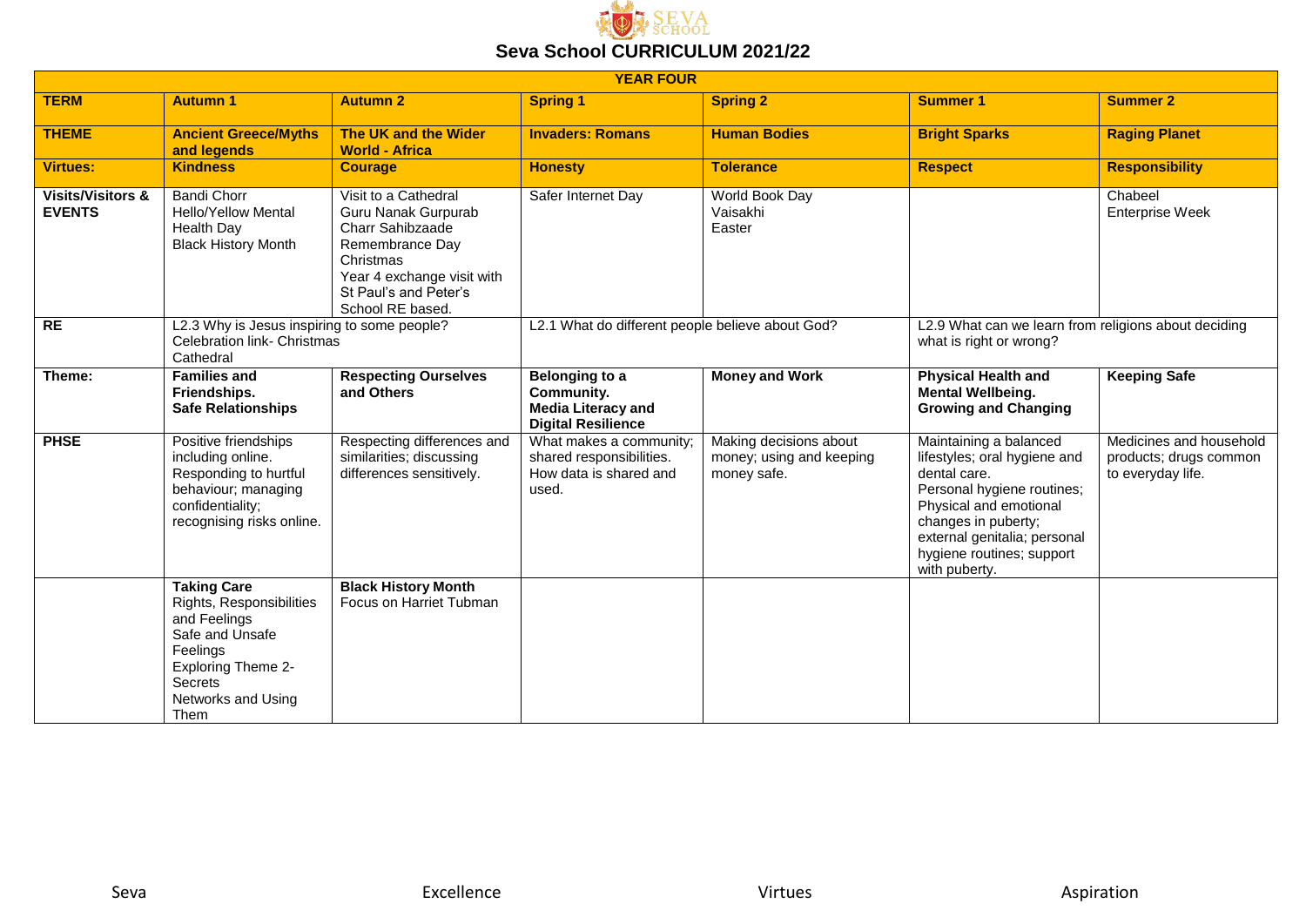# Seva School CURRICULUM 2021/22

| YEAR FOUR | | | | | | |
|---|---|---|---|---|---|---|
| **TERM** | **Autumn 1** | **Autumn 2** | **Spring 1** | **Spring 2** | **Summer 1** | **Summer 2** |
| **THEME** | **Ancient Greece/Myths and legends** | **The UK and the Wider World - Africa** | **Invaders: Romans** | **Human Bodies** | **Bright Sparks** | **Raging Planet** |
| **Virtues:** | **Kindness** | **Courage** | **Honesty** | **Tolerance** | **Respect** | **Responsibility** |
| **Visits/Visitors & EVENTS** | Bandi Chorr<br>Hello/Yellow Mental Health Day<br>Black History Month | Visit to a Cathedral<br>Guru Nanak Gurpurab<br>Charr Sahibzaade<br>Remembrance Day<br>Christmas<br>Year 4 exchange visit with St Paul's and Peter's School RE based. | Safer Internet Day | World Book Day<br>Vaisakhi<br>Easter | | Chabeel<br>Enterprise Week |
| **RE** | L2.3 Why is Jesus inspiring to some people?<br>Celebration link- Christmas<br>Cathedral | | L2.1 What do different people believe about God? | | L2.9 What can we learn from religions about deciding what is right or wrong? | |
| **Theme:** | **Families and Friendships.**<br>**Safe Relationships** | **Respecting Ourselves and Others** | **Belonging to a Community.**<br>**Media Literacy and Digital Resilience** | **Money and Work** | **Physical Health and Mental Wellbeing.**<br>**Growing and Changing** | **Keeping Safe** |
| **PHSE** | Positive friendships including online.<br>Responding to hurtful behaviour; managing confidentiality; recognising risks online. | Respecting differences and similarities; discussing differences sensitively. | What makes a community; shared responsibilities.<br>How data is shared and used. | Making decisions about money; using and keeping money safe. | Maintaining a balanced lifestyles; oral hygiene and dental care.<br>Personal hygiene routines; Physical and emotional changes in puberty; external genitalia; personal hygiene routines; support with puberty. | Medicines and household products; drugs common to everyday life. |
| | **Taking Care**<br>Rights, Responsibilities and Feelings<br>Safe and Unsafe Feelings<br>Exploring Theme 2- Secrets<br>Networks and Using Them | **Black History Month**<br>Focus on Harriet Tubman | | | | |

Seva Excellence Virtues Aspiration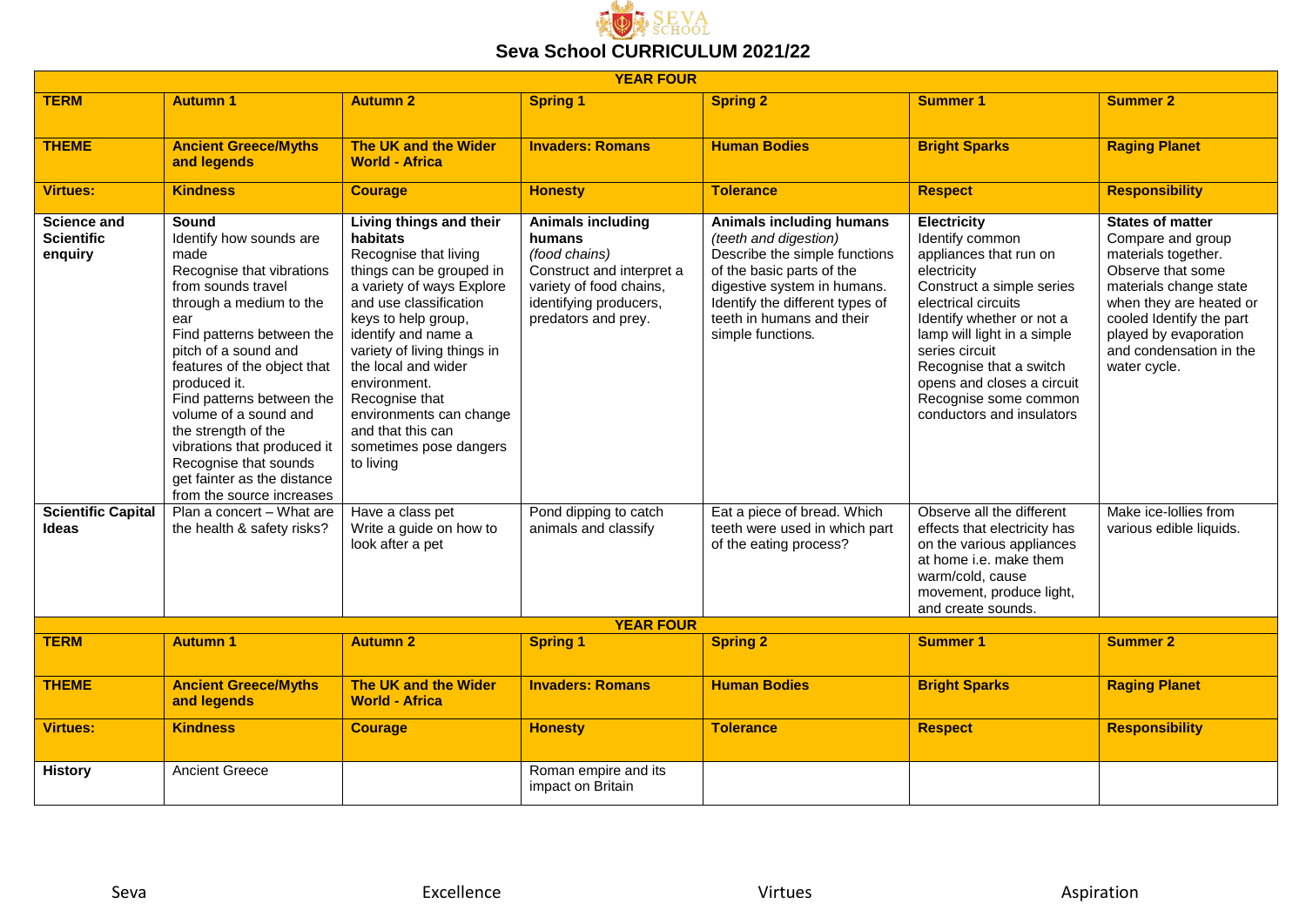# Seva School CURRICULUM 2021/22

| YEAR FOUR | | | | | | |
|---|---|---|---|---|---|---|
| **TERM** | **Autumn 1** | **Autumn 2** | **Spring 1** | **Spring 2** | **Summer 1** | **Summer 2** |
| **THEME** | **Ancient Greece/Myths and legends** | **The UK and the Wider World - Africa** | **Invaders: Romans** | **Human Bodies** | **Bright Sparks** | **Raging Planet** |
| **Virtues:** | **Kindness** | **Courage** | **Honesty** | **Tolerance** | **Respect** | **Responsibility** |
| **Science and Scientific enquiry** | **Sound** Identify how sounds are made Recognise that vibrations from sounds travel through a medium to the ear Find patterns between the pitch of a sound and features of the object that produced it. Find patterns between the volume of a sound and the strength of the vibrations that produced it Recognise that sounds get fainter as the distance from the source increases | **Living things and their habitats** Recognise that living things can be grouped in a variety of ways Explore and use classification keys to help group, identify and name a variety of living things in the local and wider environment. Recognise that environments can change and that this can sometimes pose dangers to living | **Animals including humans** *(food chains)* Construct and interpret a variety of food chains, identifying producers, predators and prey. | **Animals including humans** *(teeth and digestion)* Describe the simple functions of the basic parts of the digestive system in humans. Identify the different types of teeth in humans and their simple functions. | **Electricity** Identify common appliances that run on electricity Construct a simple series electrical circuits Identify whether or not a lamp will light in a simple series circuit Recognise that a switch opens and closes a circuit Recognise some common conductors and insulators | **States of matter** Compare and group materials together. Observe that some materials change state when they are heated or cooled Identify the part played by evaporation and condensation in the water cycle. |
| **Scientific Capital Ideas** | Plan a concert – What are the health & safety risks? | Have a class pet Write a guide on how to look after a pet | Pond dipping to catch animals and classify | Eat a piece of bread. Which teeth were used in which part of the eating process? | Observe all the different effects that electricity has on the various appliances at home i.e. make them warm/cold, cause movement, produce light, and create sounds. | Make ice-lollies from various edible liquids. |

| YEAR FOUR | | | | | | |
|---|---|---|---|---|---|---|
| **TERM** | **Autumn 1** | **Autumn 2** | **Spring 1** | **Spring 2** | **Summer 1** | **Summer 2** |
| **THEME** | **Ancient Greece/Myths and legends** | **The UK and the Wider World - Africa** | **Invaders: Romans** | **Human Bodies** | **Bright Sparks** | **Raging Planet** |
| **Virtues:** | **Kindness** | **Courage** | **Honesty** | **Tolerance** | **Respect** | **Responsibility** |
| **History** | Ancient Greece | | Roman empire and its impact on Britain | | | |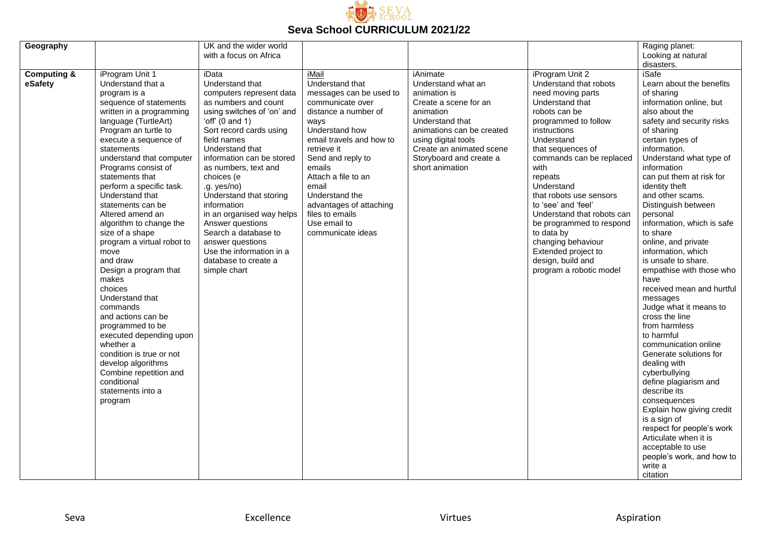# Seva School CURRICULUM 2021/22

| | | | | | | |
|---|---|---|---|---|---|---|
| **Geography** | | UK and the wider world with a focus on Africa | | | | Raging planet: Looking at natural disasters. |
| **Computing & eSafety** | iProgram Unit 1<br>Understand that a program is a sequence of statements written in a programming language (TurtleArt)<br>Program an turtle to execute a sequence of statements<br>understand that computer Programs consist of statements that perform a specific task.<br>Understand that statements can be Altered amend an algorithm to change the size of a shape<br>program a virtual robot to move and draw<br>Design a program that makes choices<br>Understand that commands and actions can be programmed to be executed depending upon whether a condition is true or not<br>develop algorithms<br>Combine repetition and conditional statements into a program | iData<br>Understand that computers represent data as numbers and count using switches of 'on' and 'off' (0 and 1)<br>Sort record cards using field names<br>Understand that information can be stored as numbers, text and choices (e .g. yes/no)<br>Understand that storing information in an organised way helps Answer questions<br>Search a database to answer questions<br>Use the information in a database to create a simple chart | iMail<br>Understand that messages can be used to communicate over distance a number of ways<br>Understand how email travels and how to retrieve it<br>Send and reply to emails<br>Attach a file to an email<br>Understand the advantages of attaching files to emails<br>Use email to communicate ideas | iAnimate<br>Understand what an animation is<br>Create a scene for an animation<br>Understand that animations can be created using digital tools<br>Create an animated scene<br>Storyboard and create a short animation | iProgram Unit 2<br>Understand that robots need moving parts<br>Understand that robots can be programmed to follow instructions<br>Understand that sequences of commands can be replaced with repeats<br>Understand that robots use sensors to 'see' and 'feel'<br>Understand that robots can be programmed to respond to data by changing behaviour<br>Extended project to design, build and program a robotic model | iSafe<br>Learn about the benefits of sharing information online, but also about the safety and security risks of sharing certain types of information.<br>Understand what type of information can put them at risk for identity theft and other scams.<br>Distinguish between personal information, which is safe to share online, and private information, which is unsafe to share.<br>empathise with those who have received mean and hurtful messages<br>Judge what it means to cross the line from harmless to harmful communication online<br>Generate solutions for dealing with cyberbullying<br>define plagiarism and describe its consequences<br>Explain how giving credit is a sign of respect for people's work<br>Articulate when it is acceptable to use people's work, and how to write a citation |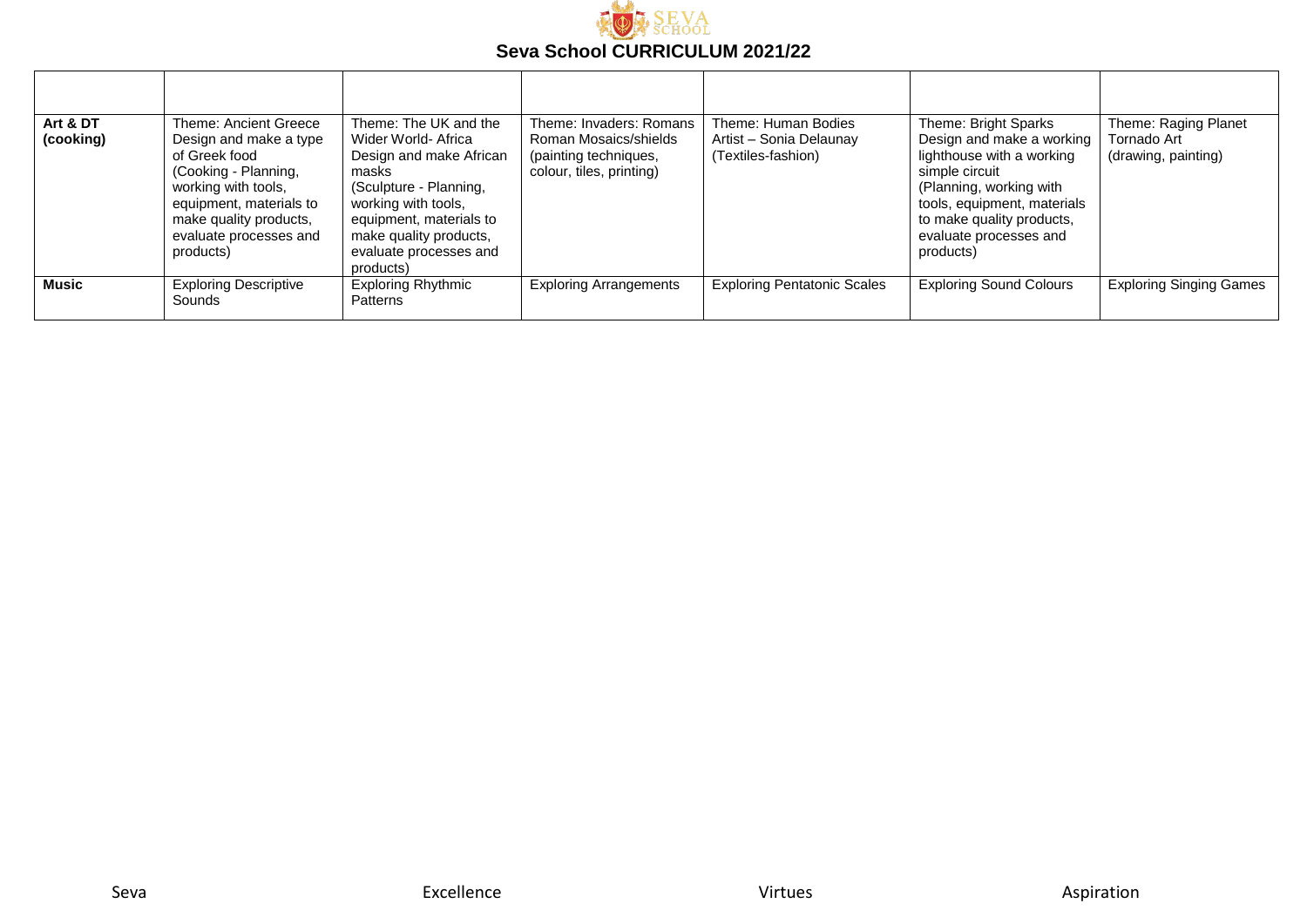# Seva School CURRICULUM 2021/22

| | | | | | | |
|---|---|---|---|---|---|---|
| **Art & DT (cooking)** | Theme: Ancient Greece Design and make a type of Greek food (Cooking - Planning, working with tools, equipment, materials to make quality products, evaluate processes and products) | Theme: The UK and the Wider World- Africa Design and make African masks (Sculpture - Planning, working with tools, equipment, materials to make quality products, evaluate processes and products) | Theme: Invaders: Romans Roman Mosaics/shields (painting techniques, colour, tiles, printing) | Theme: Human Bodies Artist – Sonia Delaunay (Textiles-fashion) | Theme: Bright Sparks Design and make a working lighthouse with a working simple circuit (Planning, working with tools, equipment, materials to make quality products, evaluate processes and products) | Theme: Raging Planet Tornado Art (drawing, painting) |
| **Music** | Exploring Descriptive Sounds | Exploring Rhythmic Patterns | Exploring Arrangements | Exploring Pentatonic Scales | Exploring Sound Colours | Exploring Singing Games |

Seva Excellence Virtues Aspiration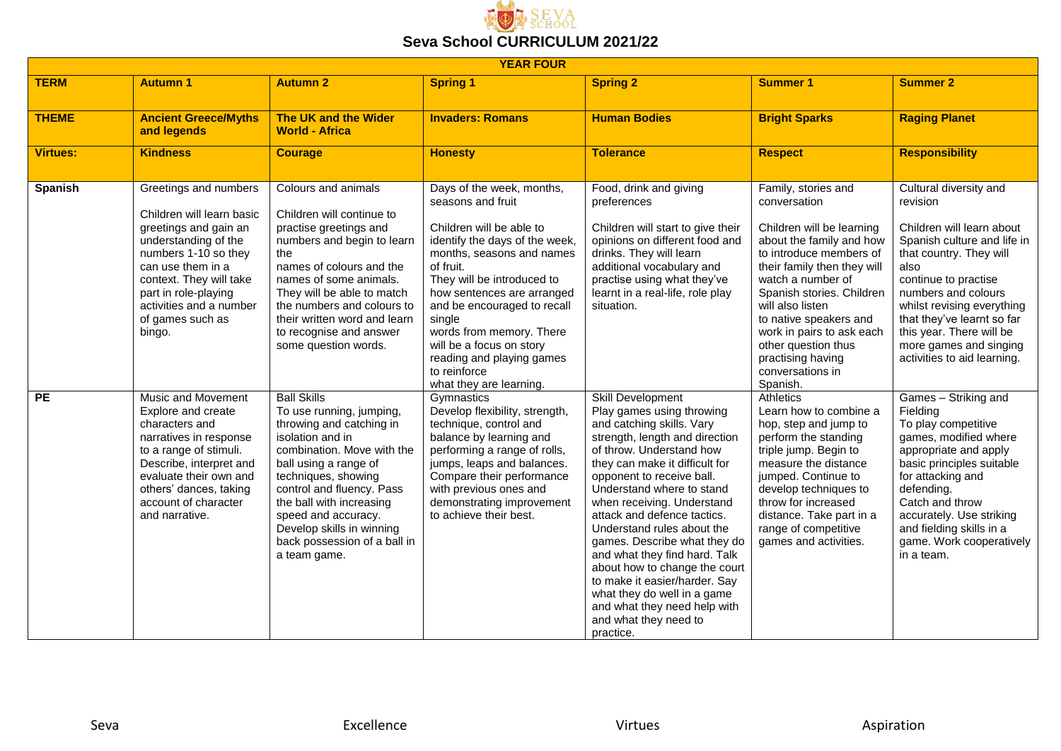# Seva School CURRICULUM 2021/22

| YEAR FOUR | | | | | | |
|---|---|---|---|---|---|---|
| **TERM** | **Autumn 1** | **Autumn 2** | **Spring 1** | **Spring 2** | **Summer 1** | **Summer 2** |
| **THEME** | **Ancient Greece/Myths and legends** | **The UK and the Wider World - Africa** | **Invaders: Romans** | **Human Bodies** | **Bright Sparks** | **Raging Planet** |
| **Virtues:** | **Kindness** | **Courage** | **Honesty** | **Tolerance** | **Respect** | **Responsibility** |
| **Spanish** | Greetings and numbers<br><br>Children will learn basic greetings and gain an understanding of the numbers 1-10 so they can use them in a context. They will take part in role-playing activities and a number of games such as bingo. | Colours and animals<br><br>Children will continue to practise greetings and numbers and begin to learn the names of colours and the names of some animals. They will be able to match the numbers and colours to their written word and learn to recognise and answer some question words. | Days of the week, months, seasons and fruit<br><br>Children will be able to identify the days of the week, months, seasons and names of fruit. They will be introduced to how sentences are arranged and be encouraged to recall single words from memory. There will be a focus on story reading and playing games to reinforce what they are learning. | Food, drink and giving preferences<br><br>Children will start to give their opinions on different food and drinks. They will learn additional vocabulary and practise using what they've learnt in a real-life, role play situation. | Family, stories and conversation<br><br>Children will be learning about the family and how to introduce members of their family then they will watch a number of Spanish stories. Children will also listen to native speakers and work in pairs to ask each other question thus practising having conversations in Spanish. | Cultural diversity and revision<br><br>Children will learn about Spanish culture and life in that country. They will also continue to practise numbers and colours whilst revising everything that they've learnt so far this year. There will be more games and singing activities to aid learning. |
| **PE** | Music and Movement<br>Explore and create characters and narratives in response to a range of stimuli. Describe, interpret and evaluate their own and others' dances, taking account of character and narrative. | Ball Skills<br>To use running, jumping, throwing and catching in isolation and in combination. Move with the ball using a range of techniques, showing control and fluency. Pass the ball with increasing speed and accuracy. Develop skills in winning back possession of a ball in a team game. | Gymnastics<br>Develop flexibility, strength, technique, control and balance by learning and performing a range of rolls, jumps, leaps and balances. Compare their performance with previous ones and demonstrating improvement to achieve their best. | Skill Development<br>Play games using throwing and catching skills. Vary strength, length and direction of throw. Understand how they can make it difficult for opponent to receive ball. Understand where to stand when receiving. Understand attack and defence tactics. Understand rules about the games. Describe what they do and what they find hard. Talk about how to change the court to make it easier/harder. Say what they do well in a game and what they need help with and what they need to practice. | Athletics<br>Learn how to combine a hop, step and jump to perform the standing triple jump. Begin to measure the distance jumped. Continue to develop techniques to throw for increased distance. Take part in a range of competitive games and activities. | Games – Striking and Fielding<br>To play competitive games, modified where appropriate and apply basic principles suitable for attacking and defending.<br>Catch and throw accurately. Use striking and fielding skills in a game. Work cooperatively in a team. |